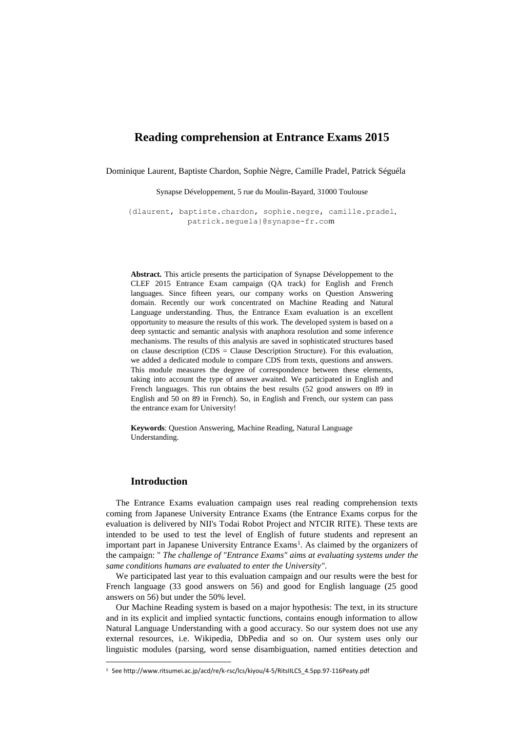# Reading comprehension at Entrance Exams 2015

Dominique Laurent, Baptiste Chardon, Sophie Nègre, Camille Pradel, Patrick Séguéla

Synapse Développement, 5 rue du Moulin-Bayard, 31000 Toulouse

{dlaurent, baptiste.chardon, sophie.negre, camille.pradel, patrick.seguela}@synapse-fr.com

**Abstract.** This article presents the participation of Synapse Développement to the CLEF 2015 Entrance Exam campaign (QA track) for English and French languages. Since fifteen years, our company works on Question Answering domain. Recently our work concentrated on Machine Reading and Natural Language understanding. Thus, the Entrance Exam evaluation is an excellent opportunity to measure the results of this work. The developed system is based on a deep syntactic and semantic analysis with anaphora resolution and some inference mechanisms. The results of this analysis are saved in sophisticated structures based on clause description (CDS = Clause Description Structure). For this evaluation, we added a dedicated module to compare CDS from texts, questions and answers. This module measures the degree of correspondence between these elements, taking into account the type of answer awaited. We participated in English and French languages. This run obtains the best results (52 good answers on 89 in English and 50 on 89 in French). So, in English and French, our system can pass the entrance exam for University!

**Keywords**: Question Answering, Machine Reading, Natural Language Understanding.

## Introduction

The Entrance Exams evaluation campaign uses real reading comprehension texts coming from Japanese University Entrance Exams (the Entrance Exams corpus for the evaluation is delivered by NII's Todai Robot Project and NTCIR RITE). These texts are intended to be used to test the level of English of future students and represent an important part in Japanese University Entrance Exams[1]. As claimed by the organizers of the campaign: " *The challenge of "Entrance Exams" aims at evaluating systems under the same conditions humans are evaluated to enter the University"*.

We participated last year to this evaluation campaign and our results were the best for French language (33 good answers on 56) and good for English language (25 good answers on 56) but under the 50% level.

Our Machine Reading system is based on a major hypothesis: The text, in its structure and in its explicit and implied syntactic functions, contains enough information to allow Natural Language Understanding with a good accuracy. So our system does not use any external resources, i.e. Wikipedia, DbPedia and so on. Our system uses only our linguistic modules (parsing, word sense disambiguation, named entities detection and

[1] See http://www.ritsumei.ac.jp/acd/re/k-rsc/lcs/kiyou/4-5/RitsIILCS_4.5pp.97-116Peaty.pdf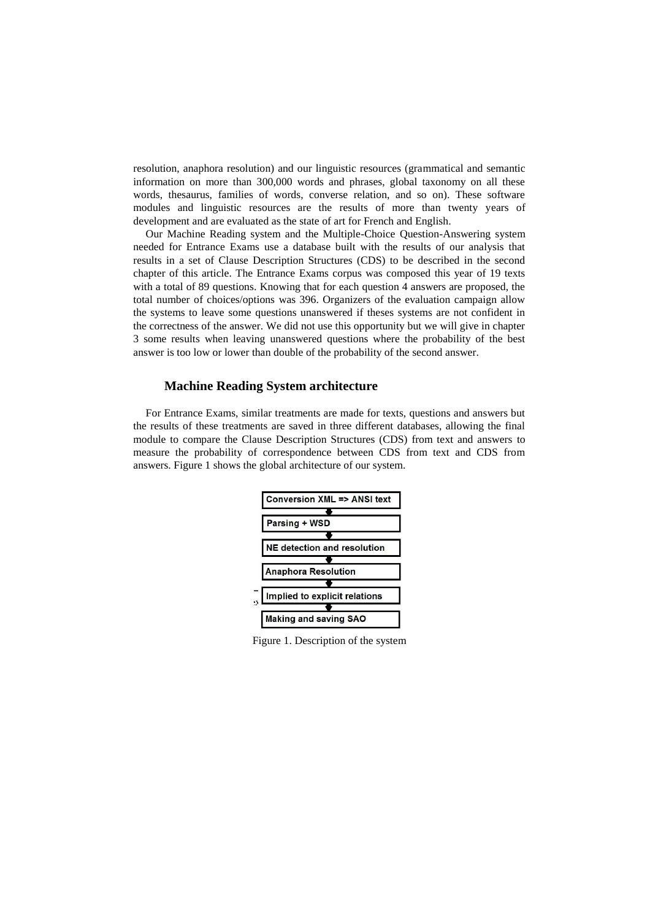resolution, anaphora resolution) and our linguistic resources (grammatical and semantic information on more than 300,000 words and phrases, global taxonomy on all these words, thesaurus, families of words, converse relation, and so on). These software modules and linguistic resources are the results of more than twenty years of development and are evaluated as the state of art for French and English.

Our Machine Reading system and the Multiple-Choice Question-Answering system needed for Entrance Exams use a database built with the results of our analysis that results in a set of Clause Description Structures (CDS) to be described in the second chapter of this article. The Entrance Exams corpus was composed this year of 19 texts with a total of 89 questions. Knowing that for each question 4 answers are proposed, the total number of choices/options was 396. Organizers of the evaluation campaign allow the systems to leave some questions unanswered if theses systems are not confident in the correctness of the answer. We did not use this opportunity but we will give in chapter 3 some results when leaving unanswered questions where the probability of the best answer is too low or lower than double of the probability of the second answer.

## Machine Reading System architecture

For Entrance Exams, similar treatments are made for texts, questions and answers but the results of these treatments are saved in three different databases, allowing the final module to compare the Clause Description Structures (CDS) from text and answers to measure the probability of correspondence between CDS from text and CDS from answers. Figure 1 shows the global architecture of our system.

Conversion XML => ANSI text

Parsing + WSD

NE detection and resolution

Anaphora Resolution

Implied to explicit relations

Making and saving SAO

Figure 1. Description of the system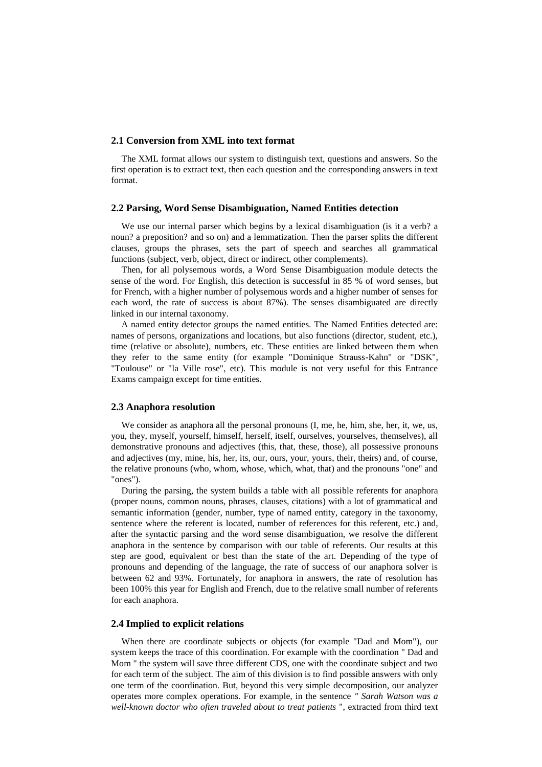### 2.1 Conversion from XML into text format

The XML format allows our system to distinguish text, questions and answers. So the first operation is to extract text, then each question and the corresponding answers in text format.

### 2.2 Parsing, Word Sense Disambiguation, Named Entities detection

We use our internal parser which begins by a lexical disambiguation (is it a verb? a noun? a preposition? and so on) and a lemmatization. Then the parser splits the different clauses, groups the phrases, sets the part of speech and searches all grammatical functions (subject, verb, object, direct or indirect, other complements).

Then, for all polysemous words, a Word Sense Disambiguation module detects the sense of the word. For English, this detection is successful in 85 % of word senses, but for French, with a higher number of polysemous words and a higher number of senses for each word, the rate of success is about 87%). The senses disambiguated are directly linked in our internal taxonomy.

A named entity detector groups the named entities. The Named Entities detected are: names of persons, organizations and locations, but also functions (director, student, etc.), time (relative or absolute), numbers, etc. These entities are linked between them when they refer to the same entity (for example "Dominique Strauss-Kahn" or "DSK", "Toulouse" or "la Ville rose", etc). This module is not very useful for this Entrance Exams campaign except for time entities.

### 2.3 Anaphora resolution

We consider as anaphora all the personal pronouns (I, me, he, him, she, her, it, we, us, you, they, myself, yourself, himself, herself, itself, ourselves, yourselves, themselves), all demonstrative pronouns and adjectives (this, that, these, those), all possessive pronouns and adjectives (my, mine, his, her, its, our, ours, your, yours, their, theirs) and, of course, the relative pronouns (who, whom, whose, which, what, that) and the pronouns "one" and "ones").

During the parsing, the system builds a table with all possible referents for anaphora (proper nouns, common nouns, phrases, clauses, citations) with a lot of grammatical and semantic information (gender, number, type of named entity, category in the taxonomy, sentence where the referent is located, number of references for this referent, etc.) and, after the syntactic parsing and the word sense disambiguation, we resolve the different anaphora in the sentence by comparison with our table of referents. Our results at this step are good, equivalent or best than the state of the art. Depending of the type of pronouns and depending of the language, the rate of success of our anaphora solver is between 62 and 93%. Fortunately, for anaphora in answers, the rate of resolution has been 100% this year for English and French, due to the relative small number of referents for each anaphora.

### 2.4 Implied to explicit relations

When there are coordinate subjects or objects (for example "Dad and Mom"), our system keeps the trace of this coordination. For example with the coordination " Dad and Mom " the system will save three different CDS, one with the coordinate subject and two for each term of the subject. The aim of this division is to find possible answers with only one term of the coordination. But, beyond this very simple decomposition, our analyzer operates more complex operations. For example, in the sentence *" Sarah Watson was a well-known doctor who often traveled about to treat patients* ", extracted from third text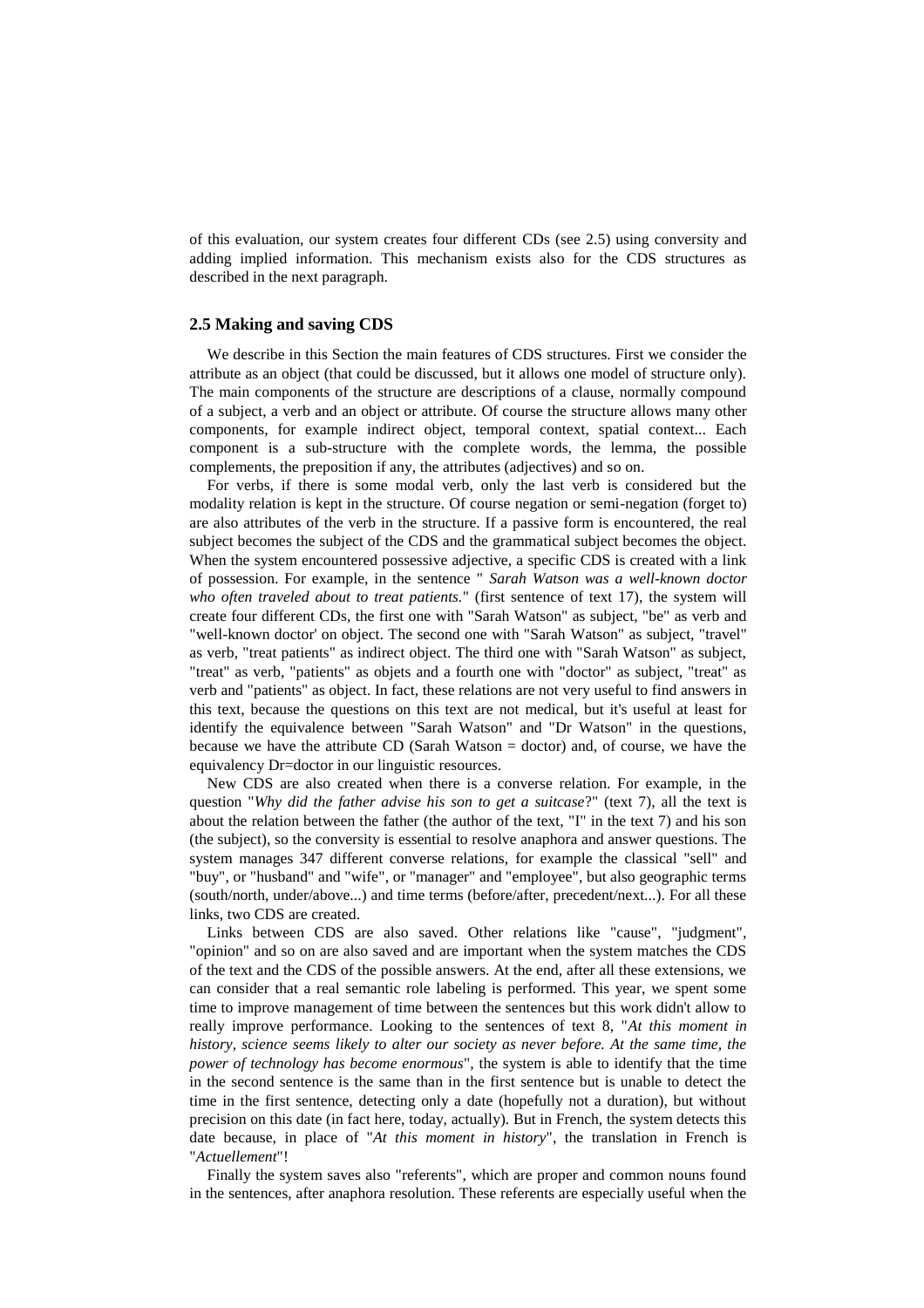of this evaluation, our system creates four different CDs (see 2.5) using conversity and adding implied information. This mechanism exists also for the CDS structures as described in the next paragraph.

### 2.5 Making and saving CDS

We describe in this Section the main features of CDS structures. First we consider the attribute as an object (that could be discussed, but it allows one model of structure only). The main components of the structure are descriptions of a clause, normally compound of a subject, a verb and an object or attribute. Of course the structure allows many other components, for example indirect object, temporal context, spatial context... Each component is a sub-structure with the complete words, the lemma, the possible complements, the preposition if any, the attributes (adjectives) and so on.

For verbs, if there is some modal verb, only the last verb is considered but the modality relation is kept in the structure. Of course negation or semi-negation (forget to) are also attributes of the verb in the structure. If a passive form is encountered, the real subject becomes the subject of the CDS and the grammatical subject becomes the object. When the system encountered possessive adjective, a specific CDS is created with a link of possession. For example, in the sentence " *Sarah Watson was a well-known doctor who often traveled about to treat patients.*" (first sentence of text 17), the system will create four different CDs, the first one with "Sarah Watson" as subject, "be" as verb and "well-known doctor' on object. The second one with "Sarah Watson" as subject, "travel" as verb, "treat patients" as indirect object. The third one with "Sarah Watson" as subject, "treat" as verb, "patients" as objets and a fourth one with "doctor" as subject, "treat" as verb and "patients" as object. In fact, these relations are not very useful to find answers in this text, because the questions on this text are not medical, but it's useful at least for identify the equivalence between "Sarah Watson" and "Dr Watson" in the questions, because we have the attribute CD (Sarah Watson = doctor) and, of course, we have the equivalency Dr=doctor in our linguistic resources.

New CDS are also created when there is a converse relation. For example, in the question "*Why did the father advise his son to get a suitcase*?" (text 7), all the text is about the relation between the father (the author of the text, "I" in the text 7) and his son (the subject), so the conversity is essential to resolve anaphora and answer questions. The system manages 347 different converse relations, for example the classical "sell" and "buy", or "husband" and "wife", or "manager" and "employee", but also geographic terms (south/north, under/above...) and time terms (before/after, precedent/next...). For all these links, two CDS are created.

Links between CDS are also saved. Other relations like "cause", "judgment", "opinion" and so on are also saved and are important when the system matches the CDS of the text and the CDS of the possible answers. At the end, after all these extensions, we can consider that a real semantic role labeling is performed. This year, we spent some time to improve management of time between the sentences but this work didn't allow to really improve performance. Looking to the sentences of text 8, "*At this moment in history, science seems likely to alter our society as never before. At the same time, the power of technology has become enormous*", the system is able to identify that the time in the second sentence is the same than in the first sentence but is unable to detect the time in the first sentence, detecting only a date (hopefully not a duration), but without precision on this date (in fact here, today, actually). But in French, the system detects this date because, in place of "*At this moment in history*", the translation in French is "*Actuellement*"!

Finally the system saves also "referents", which are proper and common nouns found in the sentences, after anaphora resolution. These referents are especially useful when the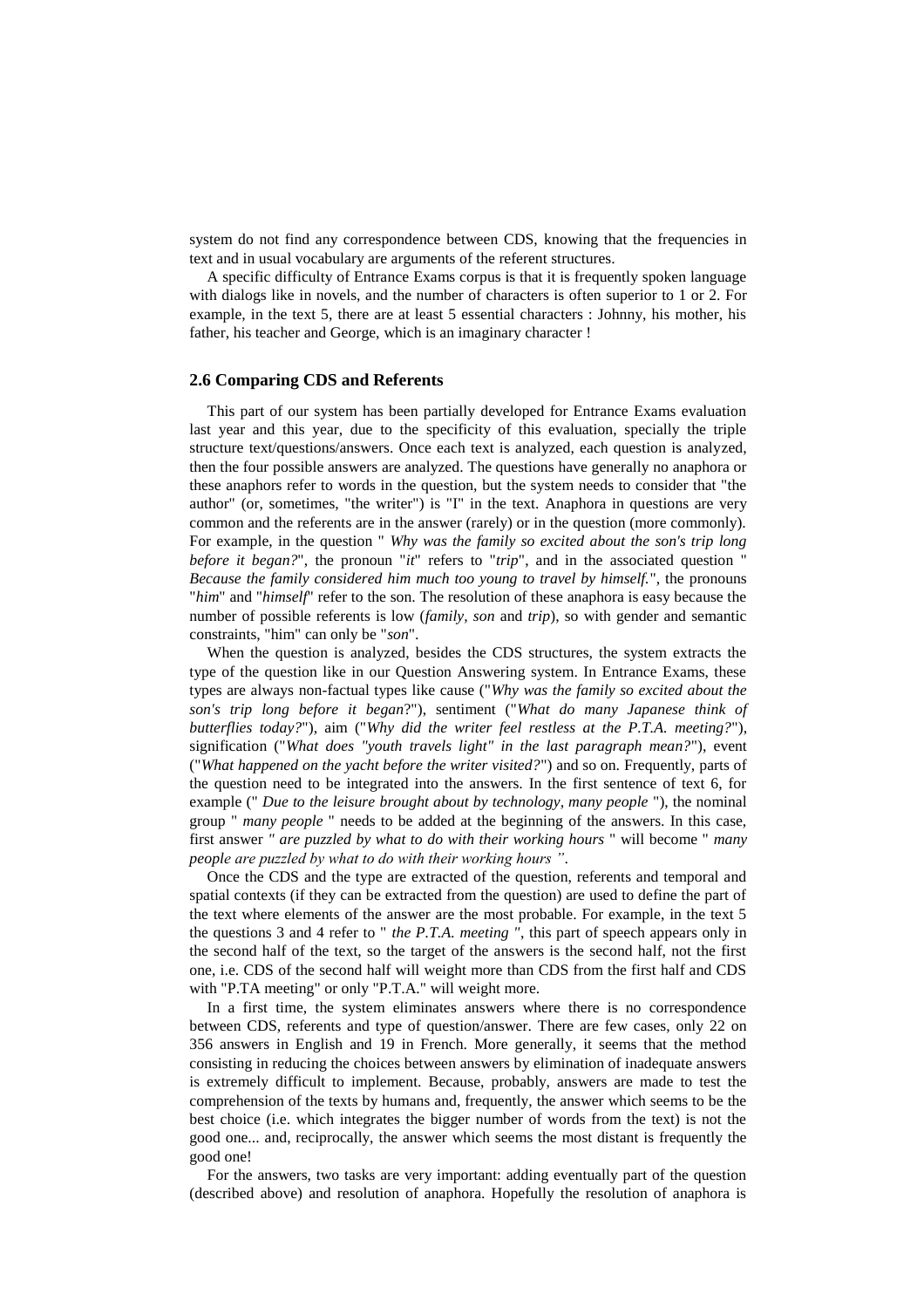system do not find any correspondence between CDS, knowing that the frequencies in text and in usual vocabulary are arguments of the referent structures.

A specific difficulty of Entrance Exams corpus is that it is frequently spoken language with dialogs like in novels, and the number of characters is often superior to 1 or 2. For example, in the text 5, there are at least 5 essential characters : Johnny, his mother, his father, his teacher and George, which is an imaginary character !

### 2.6 Comparing CDS and Referents

This part of our system has been partially developed for Entrance Exams evaluation last year and this year, due to the specificity of this evaluation, specially the triple structure text/questions/answers. Once each text is analyzed, each question is analyzed, then the four possible answers are analyzed. The questions have generally no anaphora or these anaphors refer to words in the question, but the system needs to consider that "the author" (or, sometimes, "the writer") is "I" in the text. Anaphora in questions are very common and the referents are in the answer (rarely) or in the question (more commonly). For example, in the question " *Why was the family so excited about the son's trip long before it began?*", the pronoun "*it*" refers to "*trip*", and in the associated question " *Because the family considered him much too young to travel by himself.*", the pronouns "*him*" and "*himself*" refer to the son. The resolution of these anaphora is easy because the number of possible referents is low (*family, son* and *trip*), so with gender and semantic constraints, "him" can only be "*son*".

When the question is analyzed, besides the CDS structures, the system extracts the type of the question like in our Question Answering system. In Entrance Exams, these types are always non-factual types like cause ("*Why was the family so excited about the son's trip long before it began*?"), sentiment ("*What do many Japanese think of butterflies today?*"), aim ("*Why did the writer feel restless at the P.T.A. meeting?*"), signification ("*What does "youth travels light" in the last paragraph mean?*"), event ("*What happened on the yacht before the writer visited?*") and so on. Frequently, parts of the question need to be integrated into the answers. In the first sentence of text 6, for example (" *Due to the leisure brought about by technology, many people* "), the nominal group " *many people* " needs to be added at the beginning of the answers. In this case, first answer *" are puzzled by what to do with their working hours* " will become " *many people are puzzled by what to do with their working hours ".*

Once the CDS and the type are extracted of the question, referents and temporal and spatial contexts (if they can be extracted from the question) are used to define the part of the text where elements of the answer are the most probable. For example, in the text 5 the questions 3 and 4 refer to " *the P.T.A. meeting "*, this part of speech appears only in the second half of the text, so the target of the answers is the second half, not the first one, i.e. CDS of the second half will weight more than CDS from the first half and CDS with "P.TA meeting" or only "P.T.A." will weight more.

In a first time, the system eliminates answers where there is no correspondence between CDS, referents and type of question/answer. There are few cases, only 22 on 356 answers in English and 19 in French. More generally, it seems that the method consisting in reducing the choices between answers by elimination of inadequate answers is extremely difficult to implement. Because, probably, answers are made to test the comprehension of the texts by humans and, frequently, the answer which seems to be the best choice (i.e. which integrates the bigger number of words from the text) is not the good one... and, reciprocally, the answer which seems the most distant is frequently the good one!

For the answers, two tasks are very important: adding eventually part of the question (described above) and resolution of anaphora. Hopefully the resolution of anaphora is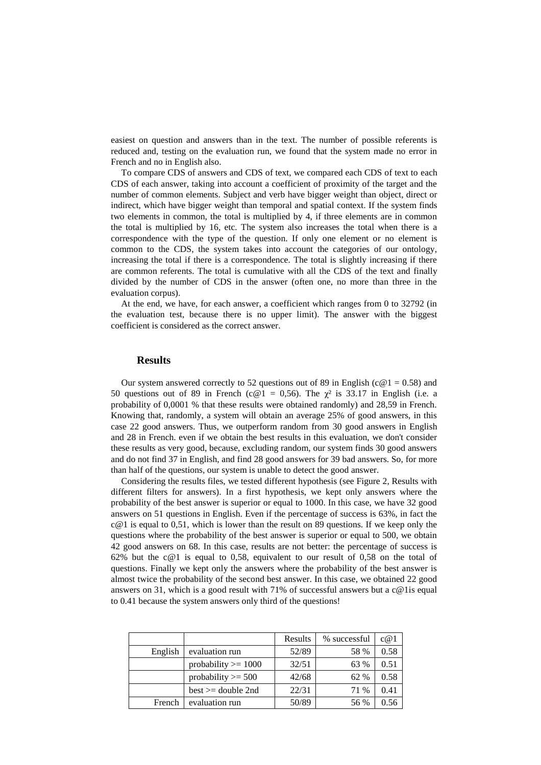easiest on question and answers than in the text. The number of possible referents is reduced and, testing on the evaluation run, we found that the system made no error in French and no in English also.

To compare CDS of answers and CDS of text, we compared each CDS of text to each CDS of each answer, taking into account a coefficient of proximity of the target and the number of common elements. Subject and verb have bigger weight than object, direct or indirect, which have bigger weight than temporal and spatial context. If the system finds two elements in common, the total is multiplied by 4, if three elements are in common the total is multiplied by 16, etc. The system also increases the total when there is a correspondence with the type of the question. If only one element or no element is common to the CDS, the system takes into account the categories of our ontology, increasing the total if there is a correspondence. The total is slightly increasing if there are common referents. The total is cumulative with all the CDS of the text and finally divided by the number of CDS in the answer (often one, no more than three in the evaluation corpus).

At the end, we have, for each answer, a coefficient which ranges from 0 to 32792 (in the evaluation test, because there is no upper limit). The answer with the biggest coefficient is considered as the correct answer.

## Results

Our system answered correctly to 52 questions out of 89 in English (c@1 = 0.58) and 50 questions out of 89 in French (c@1 = 0,56). The $\chi^2$ is 33.17 in English (i.e. a probability of 0,0001 % that these results were obtained randomly) and 28,59 in French. Knowing that, randomly, a system will obtain an average 25% of good answers, in this case 22 good answers. Thus, we outperform random from 30 good answers in English and 28 in French. even if we obtain the best results in this evaluation, we don't consider these results as very good, because, excluding random, our system finds 30 good answers and do not find 37 in English, and find 28 good answers for 39 bad answers. So, for more than half of the questions, our system is unable to detect the good answer.

Considering the results files, we tested different hypothesis (see Figure 2, Results with different filters for answers). In a first hypothesis, we kept only answers where the probability of the best answer is superior or equal to 1000. In this case, we have 32 good answers on 51 questions in English. Even if the percentage of success is 63%, in fact the c@1 is equal to 0,51, which is lower than the result on 89 questions. If we keep only the questions where the probability of the best answer is superior or equal to 500, we obtain 42 good answers on 68. In this case, results are not better: the percentage of success is 62% but the c@1 is equal to 0,58, equivalent to our result of 0,58 on the total of questions. Finally we kept only the answers where the probability of the best answer is almost twice the probability of the second best answer. In this case, we obtained 22 good answers on 31, which is a good result with 71% of successful answers but a c@1is equal to 0.41 because the system answers only third of the questions!

| | | Results | % successful | c@1 |
|---|---|---|---|---|
| English | evaluation run | 52/89 | 58 % | 0.58 |
| | probability >= 1000 | 32/51 | 63 % | 0.51 |
| | probability >= 500 | 42/68 | 62 % | 0.58 |
| | best >= double 2nd | 22/31 | 71 % | 0.41 |
| French | evaluation run | 50/89 | 56 % | 0.56 |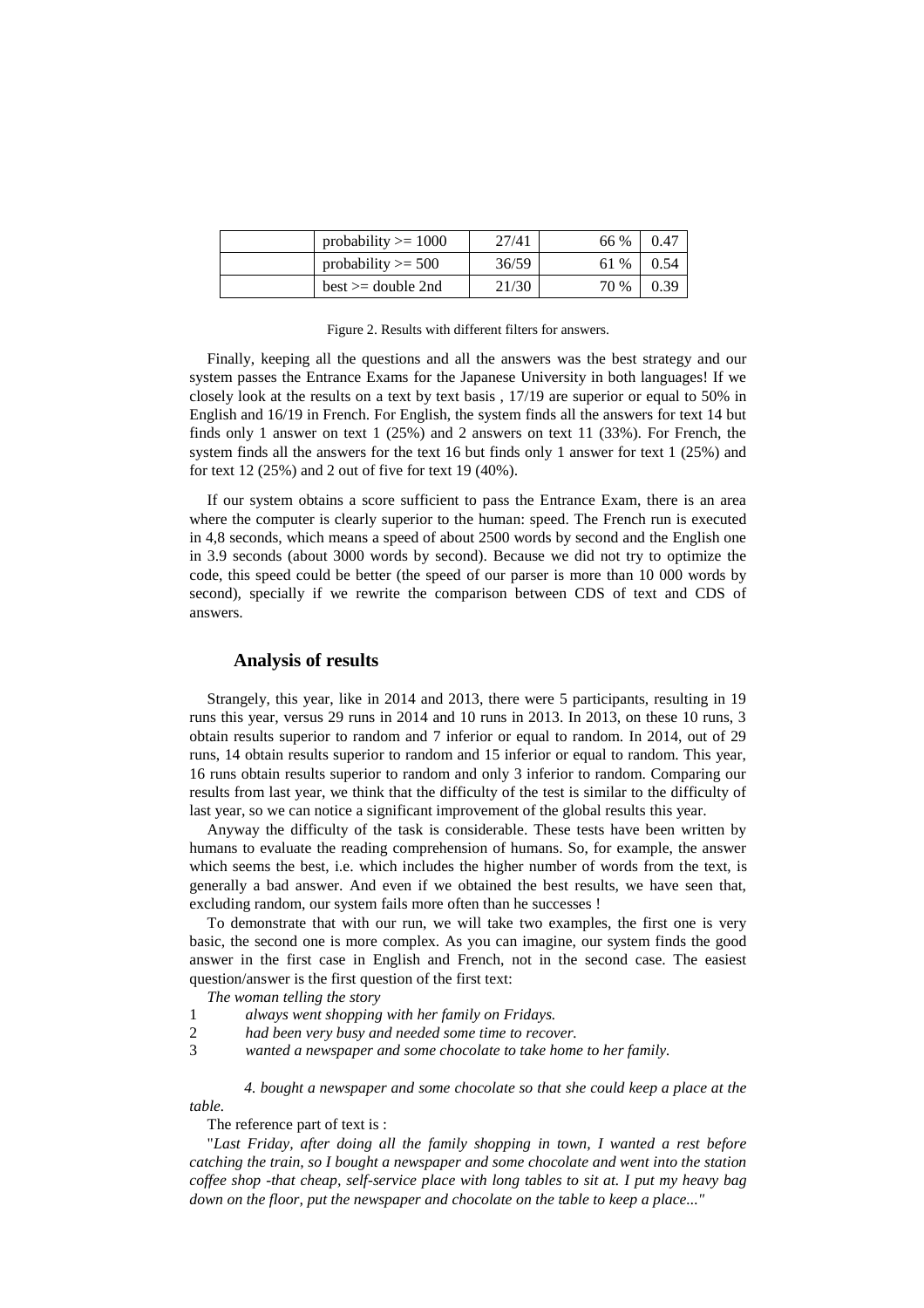| | probability >= 1000 | 27/41 | 66 % | 0.47 |
|---|---|---|---|---|
| | probability >= 500 | 36/59 | 61 % | 0.54 |
| | best >= double 2nd | 21/30 | 70 % | 0.39 |

Figure 2. Results with different filters for answers.

Finally, keeping all the questions and all the answers was the best strategy and our system passes the Entrance Exams for the Japanese University in both languages! If we closely look at the results on a text by text basis , 17/19 are superior or equal to 50% in English and 16/19 in French. For English, the system finds all the answers for text 14 but finds only 1 answer on text 1 (25%) and 2 answers on text 11 (33%). For French, the system finds all the answers for the text 16 but finds only 1 answer for text 1 (25%) and for text 12 (25%) and 2 out of five for text 19 (40%).

If our system obtains a score sufficient to pass the Entrance Exam, there is an area where the computer is clearly superior to the human: speed. The French run is executed in 4,8 seconds, which means a speed of about 2500 words by second and the English one in 3.9 seconds (about 3000 words by second). Because we did not try to optimize the code, this speed could be better (the speed of our parser is more than 10 000 words by second), specially if we rewrite the comparison between CDS of text and CDS of answers.

## Analysis of results

Strangely, this year, like in 2014 and 2013, there were 5 participants, resulting in 19 runs this year, versus 29 runs in 2014 and 10 runs in 2013. In 2013, on these 10 runs, 3 obtain results superior to random and 7 inferior or equal to random. In 2014, out of 29 runs, 14 obtain results superior to random and 15 inferior or equal to random. This year, 16 runs obtain results superior to random and only 3 inferior to random. Comparing our results from last year, we think that the difficulty of the test is similar to the difficulty of last year, so we can notice a significant improvement of the global results this year.

Anyway the difficulty of the task is considerable. These tests have been written by humans to evaluate the reading comprehension of humans. So, for example, the answer which seems the best, i.e. which includes the higher number of words from the text, is generally a bad answer. And even if we obtained the best results, we have seen that, excluding random, our system fails more often than he successes !

To demonstrate that with our run, we will take two examples, the first one is very basic, the second one is more complex. As you can imagine, our system finds the good answer in the first case in English and French, not in the second case. The easiest question/answer is the first question of the first text:

*The woman telling the story*

1 *always went shopping with her family on Fridays.*

2 *had been very busy and needed some time to recover.*

3 *wanted a newspaper and some chocolate to take home to her family.*

*4. bought a newspaper and some chocolate so that she could keep a place at the table.*

The reference part of text is :

"*Last Friday, after doing all the family shopping in town, I wanted a rest before catching the train, so I bought a newspaper and some chocolate and went into the station coffee shop -that cheap, self-service place with long tables to sit at. I put my heavy bag down on the floor, put the newspaper and chocolate on the table to keep a place...*"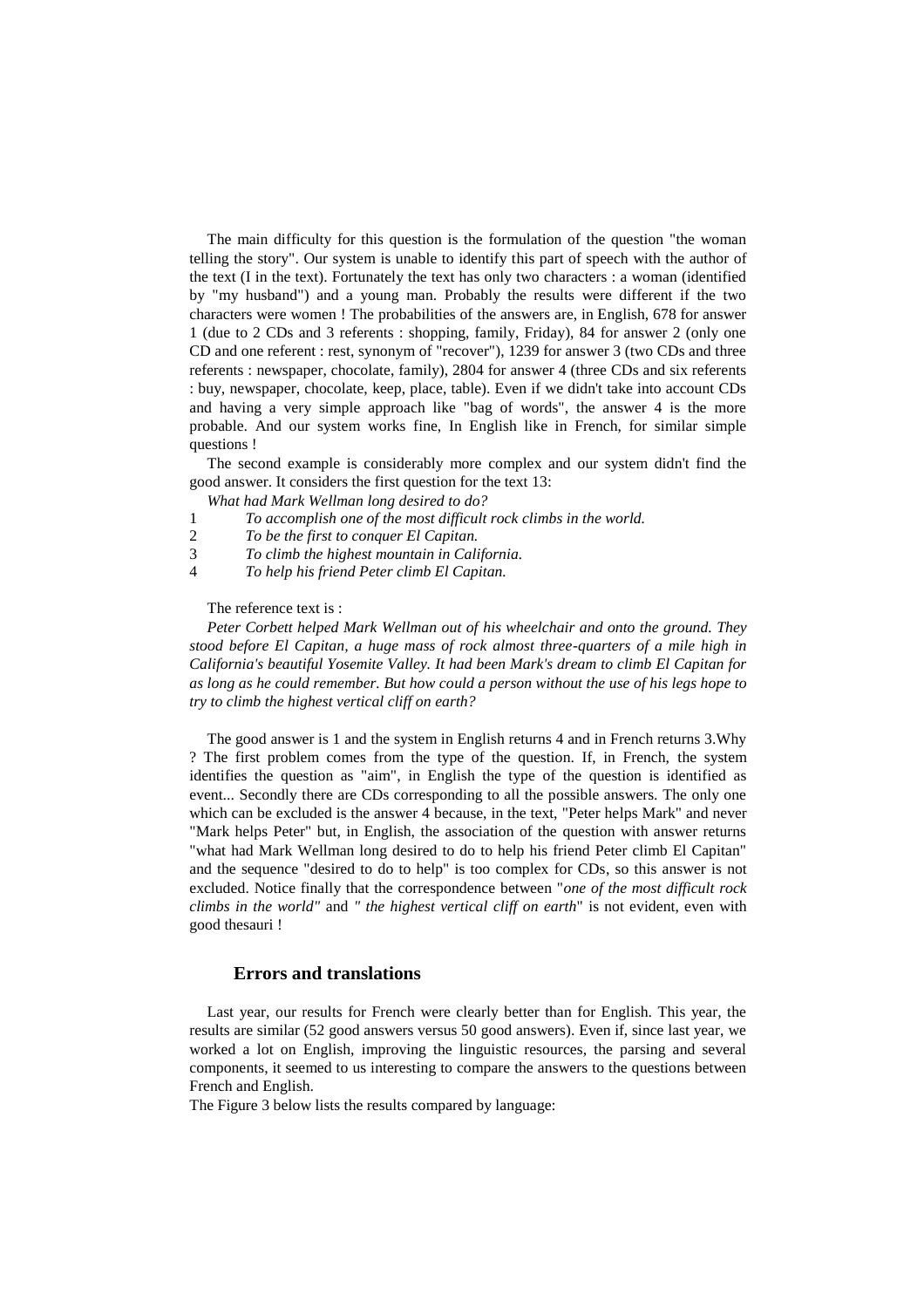The main difficulty for this question is the formulation of the question "the woman telling the story". Our system is unable to identify this part of speech with the author of the text (I in the text). Fortunately the text has only two characters : a woman (identified by "my husband") and a young man. Probably the results were different if the two characters were women ! The probabilities of the answers are, in English, 678 for answer 1 (due to 2 CDs and 3 referents : shopping, family, Friday), 84 for answer 2 (only one CD and one referent : rest, synonym of "recover"), 1239 for answer 3 (two CDs and three referents : newspaper, chocolate, family), 2804 for answer 4 (three CDs and six referents : buy, newspaper, chocolate, keep, place, table). Even if we didn't take into account CDs and having a very simple approach like "bag of words", the answer 4 is the more probable. And our system works fine, In English like in French, for similar simple questions !

The second example is considerably more complex and our system didn't find the good answer. It considers the first question for the text 13:

*What had Mark Wellman long desired to do?*

1. *To accomplish one of the most difficult rock climbs in the world.*
2. *To be the first to conquer El Capitan.*
3. *To climb the highest mountain in California.*
4. *To help his friend Peter climb El Capitan.*

The reference text is :

*Peter Corbett helped Mark Wellman out of his wheelchair and onto the ground. They stood before El Capitan, a huge mass of rock almost three-quarters of a mile high in California's beautiful Yosemite Valley. It had been Mark's dream to climb El Capitan for as long as he could remember. But how could a person without the use of his legs hope to try to climb the highest vertical cliff on earth?*

The good answer is 1 and the system in English returns 4 and in French returns 3.Why ? The first problem comes from the type of the question. If, in French, the system identifies the question as "aim", in English the type of the question is identified as event... Secondly there are CDs corresponding to all the possible answers. The only one which can be excluded is the answer 4 because, in the text, "Peter helps Mark" and never "Mark helps Peter" but, in English, the association of the question with answer returns "what had Mark Wellman long desired to do to help his friend Peter climb El Capitan" and the sequence "desired to do to help" is too complex for CDs, so this answer is not excluded. Notice finally that the correspondence between "*one of the most difficult rock climbs in the world"* and *" the highest vertical cliff on earth*" is not evident, even with good thesauri !

## Errors and translations

Last year, our results for French were clearly better than for English. This year, the results are similar (52 good answers versus 50 good answers). Even if, since last year, we worked a lot on English, improving the linguistic resources, the parsing and several components, it seemed to us interesting to compare the answers to the questions between French and English.

The Figure 3 below lists the results compared by language: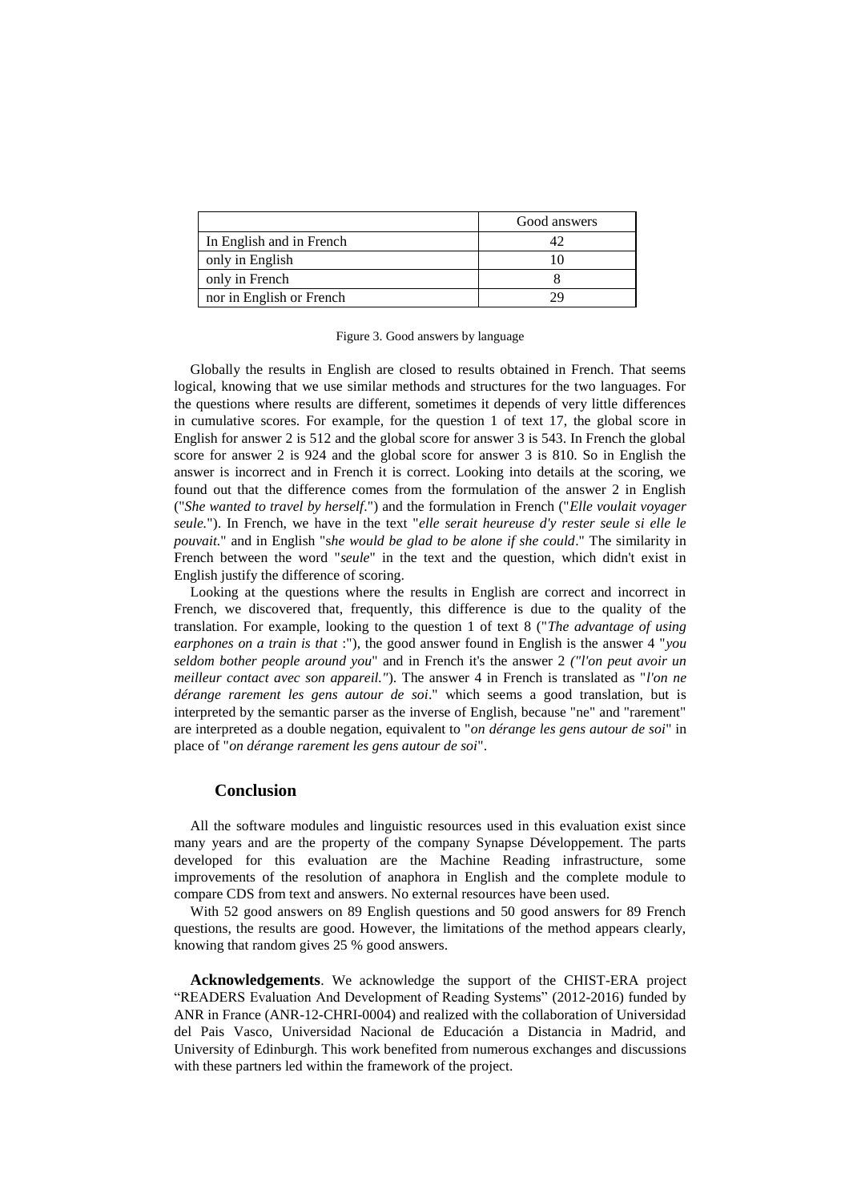| | Good answers |
|---|---|
| In English and in French | 42 |
| only in English | 10 |
| only in French | 8 |
| nor in English or French | 29 |

Figure 3. Good answers by language

Globally the results in English are closed to results obtained in French. That seems logical, knowing that we use similar methods and structures for the two languages. For the questions where results are different, sometimes it depends of very little differences in cumulative scores. For example, for the question 1 of text 17, the global score in English for answer 2 is 512 and the global score for answer 3 is 543. In French the global score for answer 2 is 924 and the global score for answer 3 is 810. So in English the answer is incorrect and in French it is correct. Looking into details at the scoring, we found out that the difference comes from the formulation of the answer 2 in English ("*She wanted to travel by herself*.") and the formulation in French ("*Elle voulait voyager seule.*"). In French, we have in the text "*elle serait heureuse d'y rester seule si elle le pouvait.*" and in English "s*he would be glad to be alone if she could*." The similarity in French between the word "*seule*" in the text and the question, which didn't exist in English justify the difference of scoring.

Looking at the questions where the results in English are correct and incorrect in French, we discovered that, frequently, this difference is due to the quality of the translation. For example, looking to the question 1 of text 8 ("*The advantage of using earphones on a train is that* :"), the good answer found in English is the answer 4 "*you seldom bother people around you*" and in French it's the answer 2 *("l'on peut avoir un meilleur contact avec son appareil."*). The answer 4 in French is translated as "*l'on ne dérange rarement les gens autour de soi*." which seems a good translation, but is interpreted by the semantic parser as the inverse of English, because "ne" and "rarement" are interpreted as a double negation, equivalent to "*on dérange les gens autour de soi*" in place of "*on dérange rarement les gens autour de soi*".

## Conclusion

All the software modules and linguistic resources used in this evaluation exist since many years and are the property of the company Synapse Développement. The parts developed for this evaluation are the Machine Reading infrastructure, some improvements of the resolution of anaphora in English and the complete module to compare CDS from text and answers. No external resources have been used.

With 52 good answers on 89 English questions and 50 good answers for 89 French questions, the results are good. However, the limitations of the method appears clearly, knowing that random gives 25 % good answers.

**Acknowledgements**. We acknowledge the support of the CHIST-ERA project "READERS Evaluation And Development of Reading Systems" (2012-2016) funded by ANR in France (ANR-12-CHRI-0004) and realized with the collaboration of Universidad del Pais Vasco, Universidad Nacional de Educación a Distancia in Madrid, and University of Edinburgh. This work benefited from numerous exchanges and discussions with these partners led within the framework of the project.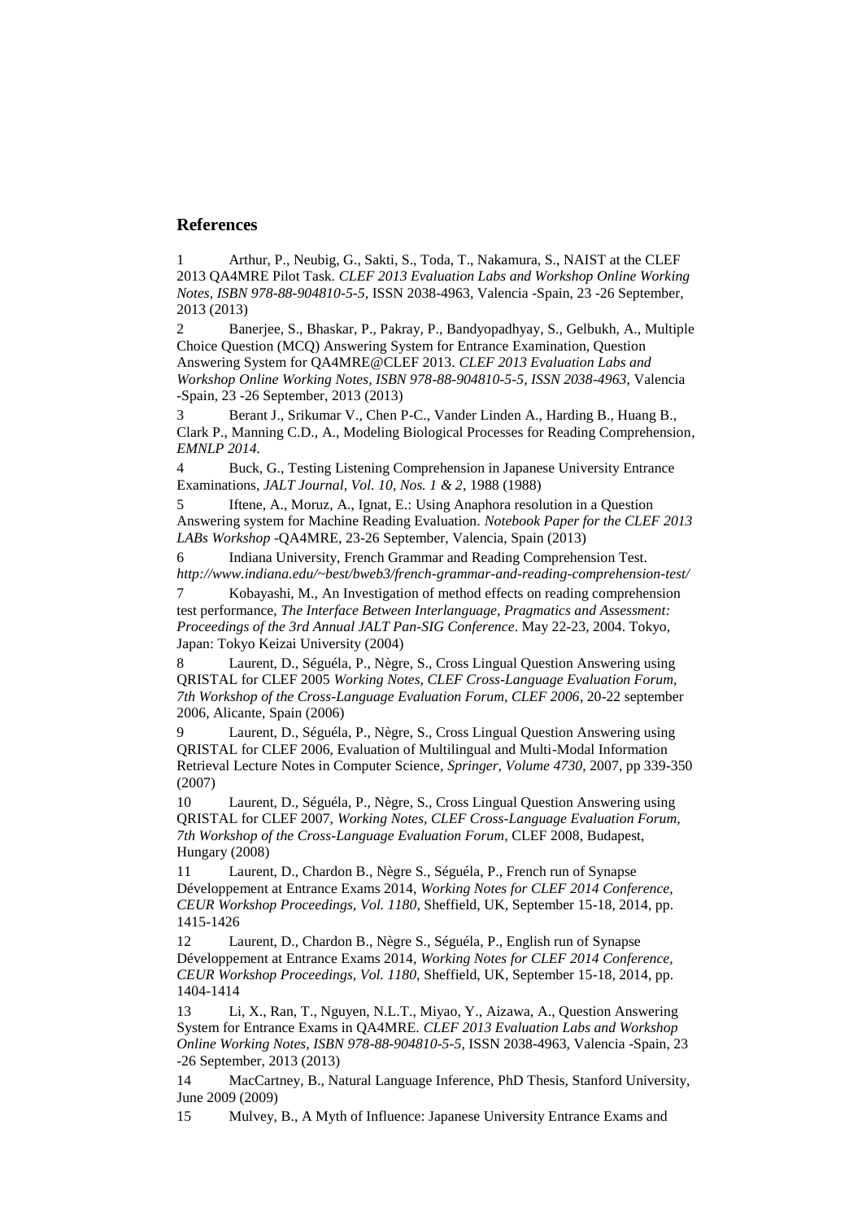## References

1 Arthur, P., Neubig, G., Sakti, S., Toda, T., Nakamura, S., NAIST at the CLEF 2013 QA4MRE Pilot Task. *CLEF 2013 Evaluation Labs and Workshop Online Working Notes, ISBN 978-88-904810-5-5,* ISSN 2038-4963, Valencia -Spain, 23 -26 September, 2013 (2013)

2 Banerjee, S., Bhaskar, P., Pakray, P., Bandyopadhyay, S., Gelbukh, A., Multiple Choice Question (MCQ) Answering System for Entrance Examination, Question Answering System for QA4MRE@CLEF 2013. *CLEF 2013 Evaluation Labs and Workshop Online Working Notes, ISBN 978-88-904810-5-5, ISSN 2038-4963,* Valencia -Spain, 23 -26 September, 2013 (2013)

3 Berant J., Srikumar V., Chen P-C., Vander Linden A., Harding B., Huang B., Clark P., Manning C.D., A., Modeling Biological Processes for Reading Comprehension, *EMNLP 2014.*

4 Buck, G., Testing Listening Comprehension in Japanese University Entrance Examinations, *JALT Journal, Vol. 10, Nos. 1 & 2*, 1988 (1988)

5 Iftene, A., Moruz, A., Ignat, E.: Using Anaphora resolution in a Question Answering system for Machine Reading Evaluation. *Notebook Paper for the CLEF 2013 LABs Workshop* -QA4MRE, 23-26 September, Valencia, Spain (2013)

6 Indiana University, French Grammar and Reading Comprehension Test. *http://www.indiana.edu/~best/bweb3/french-grammar-and-reading-comprehension-test/*

7 Kobayashi, M., An Investigation of method effects on reading comprehension test performance, *The Interface Between Interlanguage, Pragmatics and Assessment: Proceedings of the 3rd Annual JALT Pan-SIG Conference*. May 22-23, 2004. Tokyo, Japan: Tokyo Keizai University (2004)

8 Laurent, D., Séguéla, P., Nègre, S., Cross Lingual Question Answering using QRISTAL for CLEF 2005 *Working Notes, CLEF Cross-Language Evaluation Forum, 7th Workshop of the Cross-Language Evaluation Forum, CLEF 2006*, 20-22 september 2006, Alicante, Spain (2006)

9 Laurent, D., Séguéla, P., Nègre, S., Cross Lingual Question Answering using QRISTAL for CLEF 2006, Evaluation of Multilingual and Multi-Modal Information Retrieval Lecture Notes in Computer Science, *Springer, Volume 4730*, 2007, pp 339-350 (2007)

10 Laurent, D., Séguéla, P., Nègre, S., Cross Lingual Question Answering using QRISTAL for CLEF 2007, *Working Notes, CLEF Cross-Language Evaluation Forum, 7th Workshop of the Cross-Language Evaluation Forum*, CLEF 2008, Budapest, Hungary (2008)

11 Laurent, D., Chardon B., Nègre S., Séguéla, P., French run of Synapse Développement at Entrance Exams 2014, *Working Notes for CLEF 2014 Conference, CEUR Workshop Proceedings, Vol. 1180,* Sheffield, UK, September 15-18, 2014, pp. 1415-1426

12 Laurent, D., Chardon B., Nègre S., Séguéla, P., English run of Synapse Développement at Entrance Exams 2014, *Working Notes for CLEF 2014 Conference, CEUR Workshop Proceedings, Vol. 1180,* Sheffield, UK, September 15-18, 2014, pp. 1404-1414

13 Li, X., Ran, T., Nguyen, N.L.T., Miyao, Y., Aizawa, A., Question Answering System for Entrance Exams in QA4MRE. *CLEF 2013 Evaluation Labs and Workshop Online Working Notes, ISBN 978-88-904810-5-5,* ISSN 2038-4963, Valencia -Spain, 23 -26 September, 2013 (2013)

14 MacCartney, B., Natural Language Inference, PhD Thesis, Stanford University, June 2009 (2009)

15 Mulvey, B., A Myth of Influence: Japanese University Entrance Exams and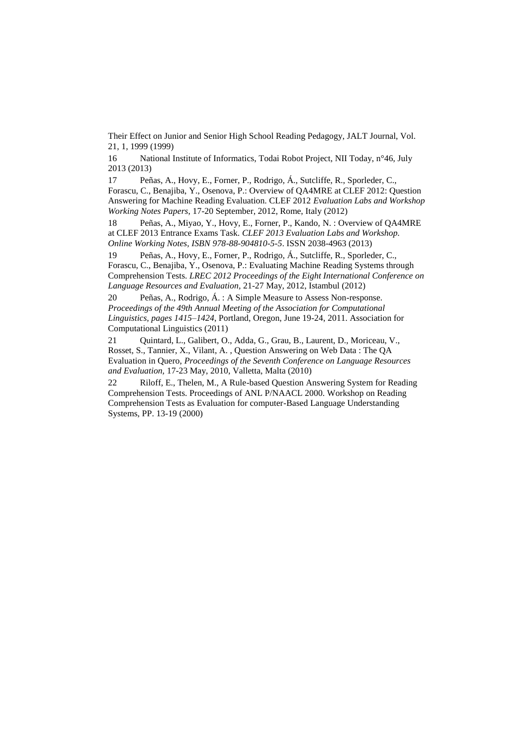Their Effect on Junior and Senior High School Reading Pedagogy, JALT Journal, Vol. 21, 1, 1999 (1999)

16 National Institute of Informatics, Todai Robot Project, NII Today, n°46, July 2013 (2013)

17 Peñas, A., Hovy, E., Forner, P., Rodrigo, Á., Sutcliffe, R., Sporleder, C., Forascu, C., Benajiba, Y., Osenova, P.: Overview of QA4MRE at CLEF 2012: Question Answering for Machine Reading Evaluation. CLEF 2012 *Evaluation Labs and Workshop Working Notes Papers*, 17-20 September, 2012, Rome, Italy (2012)

18 Peñas, A., Miyao, Y., Hovy, E., Forner, P., Kando, N. : Overview of QA4MRE at CLEF 2013 Entrance Exams Task. *CLEF 2013 Evaluation Labs and Workshop. Online Working Notes, ISBN 978-88-904810-5-5*. ISSN 2038-4963 (2013)

19 Peñas, A., Hovy, E., Forner, P., Rodrigo, Á., Sutcliffe, R., Sporleder, C., Forascu, C., Benajiba, Y., Osenova, P.: Evaluating Machine Reading Systems through Comprehension Tests. *LREC 2012 Proceedings of the Eight International Conference on Language Resources and Evaluation*, 21-27 May, 2012, Istambul (2012)

20 Peñas, A., Rodrigo, Á. : A Simple Measure to Assess Non-response. *Proceedings of the 49th Annual Meeting of the Association for Computational Linguistics, pages 1415–1424*, Portland, Oregon, June 19-24, 2011. Association for Computational Linguistics (2011)

21 Quintard, L., Galibert, O., Adda, G., Grau, B., Laurent, D., Moriceau, V., Rosset, S., Tannier, X., Vilant, A. , Question Answering on Web Data : The QA Evaluation in Quero, *Proceedings of the Seventh Conference on Language Resources and Evaluation,* 17-23 May, 2010, Valletta, Malta (2010)

22 Riloff, E., Thelen, M., A Rule-based Question Answering System for Reading Comprehension Tests. Proceedings of ANL P/NAACL 2000. Workshop on Reading Comprehension Tests as Evaluation for computer-Based Language Understanding Systems, PP. 13-19 (2000)